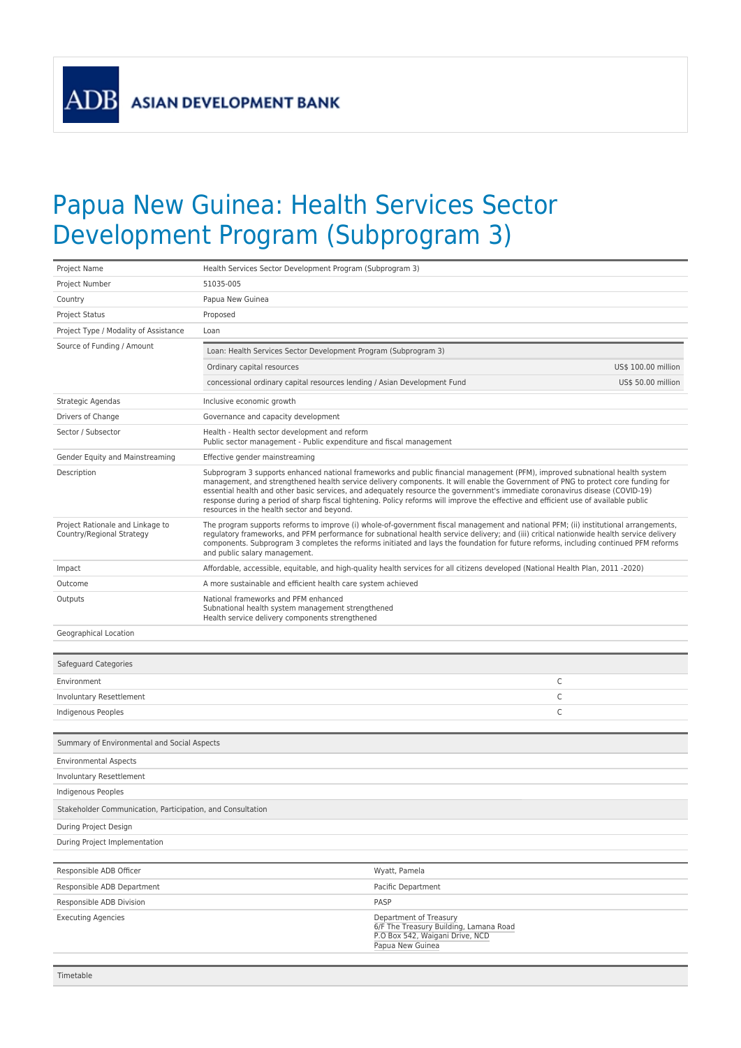ADB ASIAN DEVELOPMENT BANK

# Papua New Guinea: Health Services Sector Development Program (Subprogram 3)

| | |
|---|---|
| Project Name | Health Services Sector Development Program (Subprogram 3) |
| Project Number | 51035-005 |
| Country | Papua New Guinea |
| Project Status | Proposed |
| Project Type / Modality of Assistance | Loan |
| Source of Funding / Amount | Loan: Health Services Sector Development Program (Subprogram 3)<br>Ordinary capital resources — US$ 100.00 million<br>concessional ordinary capital resources lending / Asian Development Fund — US$ 50.00 million |
| Strategic Agendas | Inclusive economic growth |
| Drivers of Change | Governance and capacity development |
| Sector / Subsector | Health - Health sector development and reform<br>Public sector management - Public expenditure and fiscal management |
| Gender Equity and Mainstreaming | Effective gender mainstreaming |
| Description | Subprogram 3 supports enhanced national frameworks and public financial management (PFM), improved subnational health system management, and strengthened health service delivery components. It will enable the Government of PNG to protect core funding for essential health and other basic services, and adequately resource the government's immediate coronavirus disease (COVID-19) response during a period of sharp fiscal tightening. Policy reforms will improve the effective and efficient use of available public resources in the health sector and beyond. |
| Project Rationale and Linkage to Country/Regional Strategy | The program supports reforms to improve (i) whole-of-government fiscal management and national PFM; (ii) institutional arrangements, regulatory frameworks, and PFM performance for subnational health service delivery; and (iii) critical nationwide health service delivery components. Subprogram 3 completes the reforms initiated and lays the foundation for future reforms, including continued PFM reforms and public salary management. |
| Impact | Affordable, accessible, equitable, and high-quality health services for all citizens developed (National Health Plan, 2011 -2020) |
| Outcome | A more sustainable and efficient health care system achieved |
| Outputs | National frameworks and PFM enhanced<br>Subnational health system management strengthened<br>Health service delivery components strengthened |
| Geographical Location | |

| Safeguard Categories | |
|---|---|
| Environment | C |
| Involuntary Resettlement | C |
| Indigenous Peoples | C |

| Summary of Environmental and Social Aspects |
|---|
| Environmental Aspects |
| Involuntary Resettlement |
| Indigenous Peoples |
| **Stakeholder Communication, Participation, and Consultation** |
| During Project Design |
| During Project Implementation |

| | |
|---|---|
| Responsible ADB Officer | Wyatt, Pamela |
| Responsible ADB Department | Pacific Department |
| Responsible ADB Division | PASP |
| Executing Agencies | Department of Treasury<br>6/F The Treasury Building, Lamana Road<br>P.O Box 542, Waigani Drive, NCD<br>Papua New Guinea |

| Timetable |
|---|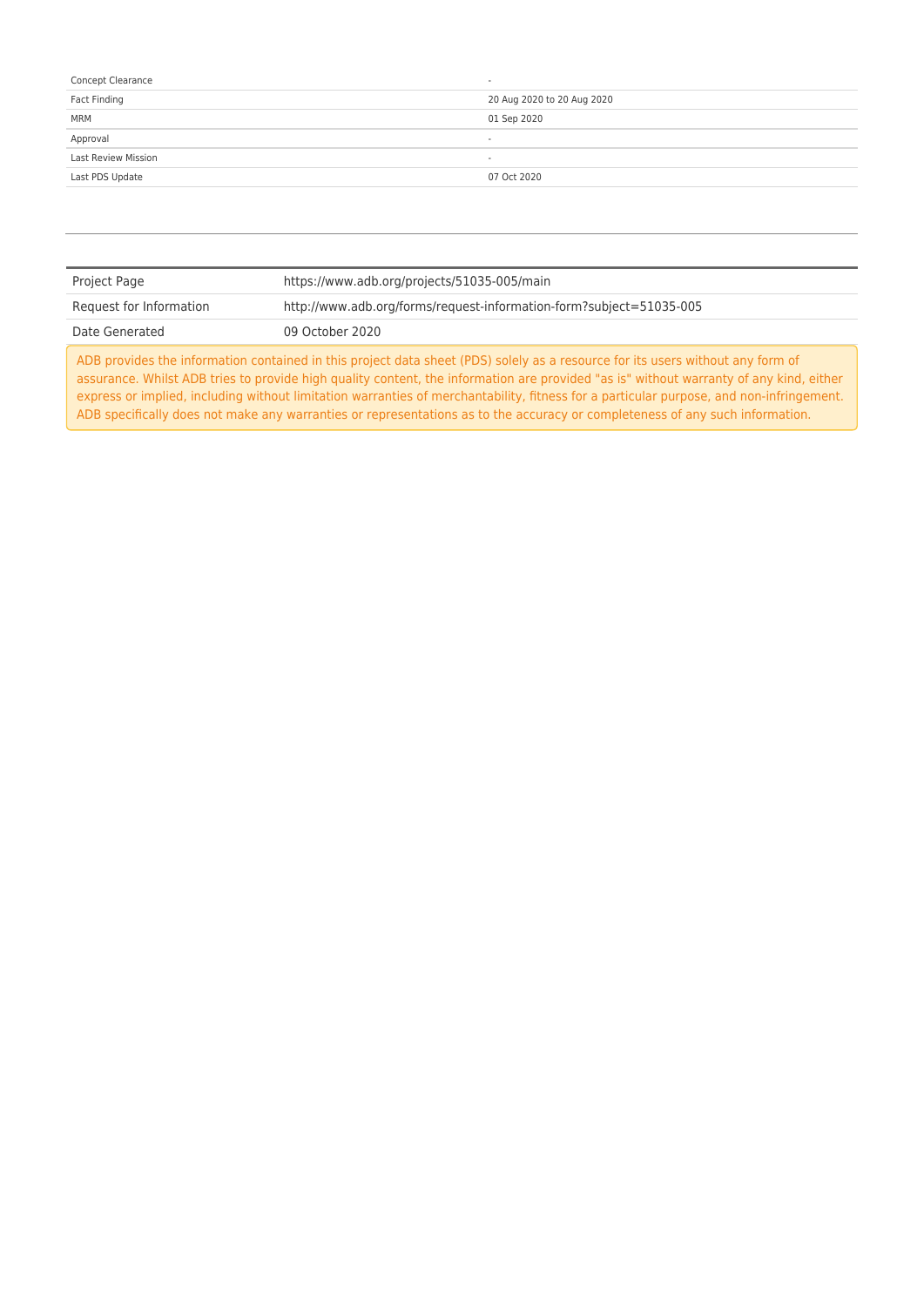| | |
|---|---|
| Concept Clearance | - |
| Fact Finding | 20 Aug 2020 to 20 Aug 2020 |
| MRM | 01 Sep 2020 |
| Approval | - |
| Last Review Mission | - |
| Last PDS Update | 07 Oct 2020 |

| | |
|---|---|
| Project Page | https://www.adb.org/projects/51035-005/main |
| Request for Information | http://www.adb.org/forms/request-information-form?subject=51035-005 |
| Date Generated | 09 October 2020 |

ADB provides the information contained in this project data sheet (PDS) solely as a resource for its users without any form of assurance. Whilst ADB tries to provide high quality content, the information are provided "as is" without warranty of any kind, either express or implied, including without limitation warranties of merchantability, fitness for a particular purpose, and non-infringement. ADB specifically does not make any warranties or representations as to the accuracy or completeness of any such information.